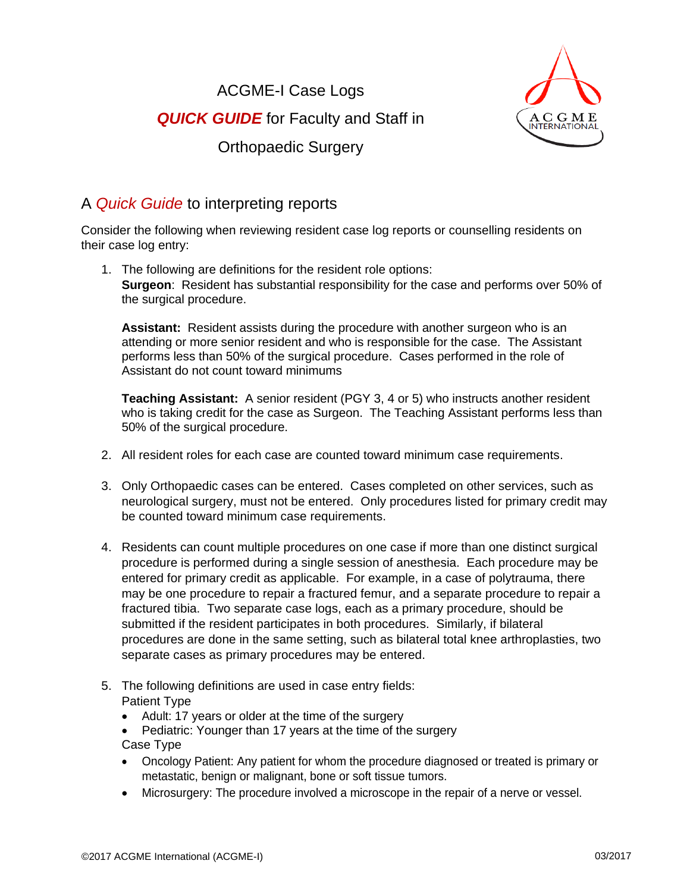# ACGME-I Case Logs

# ***QUICK GUIDE*** for Faculty and Staff in

# Orthopaedic Surgery

## A *Quick Guide* to interpreting reports

Consider the following when reviewing resident case log reports or counselling residents on their case log entry:

1. The following are definitions for the resident role options:
   **Surgeon**: Resident has substantial responsibility for the case and performs over 50% of the surgical procedure.

   **Assistant:** Resident assists during the procedure with another surgeon who is an attending or more senior resident and who is responsible for the case. The Assistant performs less than 50% of the surgical procedure. Cases performed in the role of Assistant do not count toward minimums

   **Teaching Assistant:** A senior resident (PGY 3, 4 or 5) who instructs another resident who is taking credit for the case as Surgeon. The Teaching Assistant performs less than 50% of the surgical procedure.

2. All resident roles for each case are counted toward minimum case requirements.

3. Only Orthopaedic cases can be entered. Cases completed on other services, such as neurological surgery, must not be entered. Only procedures listed for primary credit may be counted toward minimum case requirements.

4. Residents can count multiple procedures on one case if more than one distinct surgical procedure is performed during a single session of anesthesia. Each procedure may be entered for primary credit as applicable. For example, in a case of polytrauma, there may be one procedure to repair a fractured femur, and a separate procedure to repair a fractured tibia. Two separate case logs, each as a primary procedure, should be submitted if the resident participates in both procedures. Similarly, if bilateral procedures are done in the same setting, such as bilateral total knee arthroplasties, two separate cases as primary procedures may be entered.

5. The following definitions are used in case entry fields:
   Patient Type
   - Adult: 17 years or older at the time of the surgery
   - Pediatric: Younger than 17 years at the time of the surgery

   Case Type
   - Oncology Patient: Any patient for whom the procedure diagnosed or treated is primary or metastatic, benign or malignant, bone or soft tissue tumors.
   - Microsurgery: The procedure involved a microscope in the repair of a nerve or vessel.

©2017 ACGME International (ACGME-I) 03/2017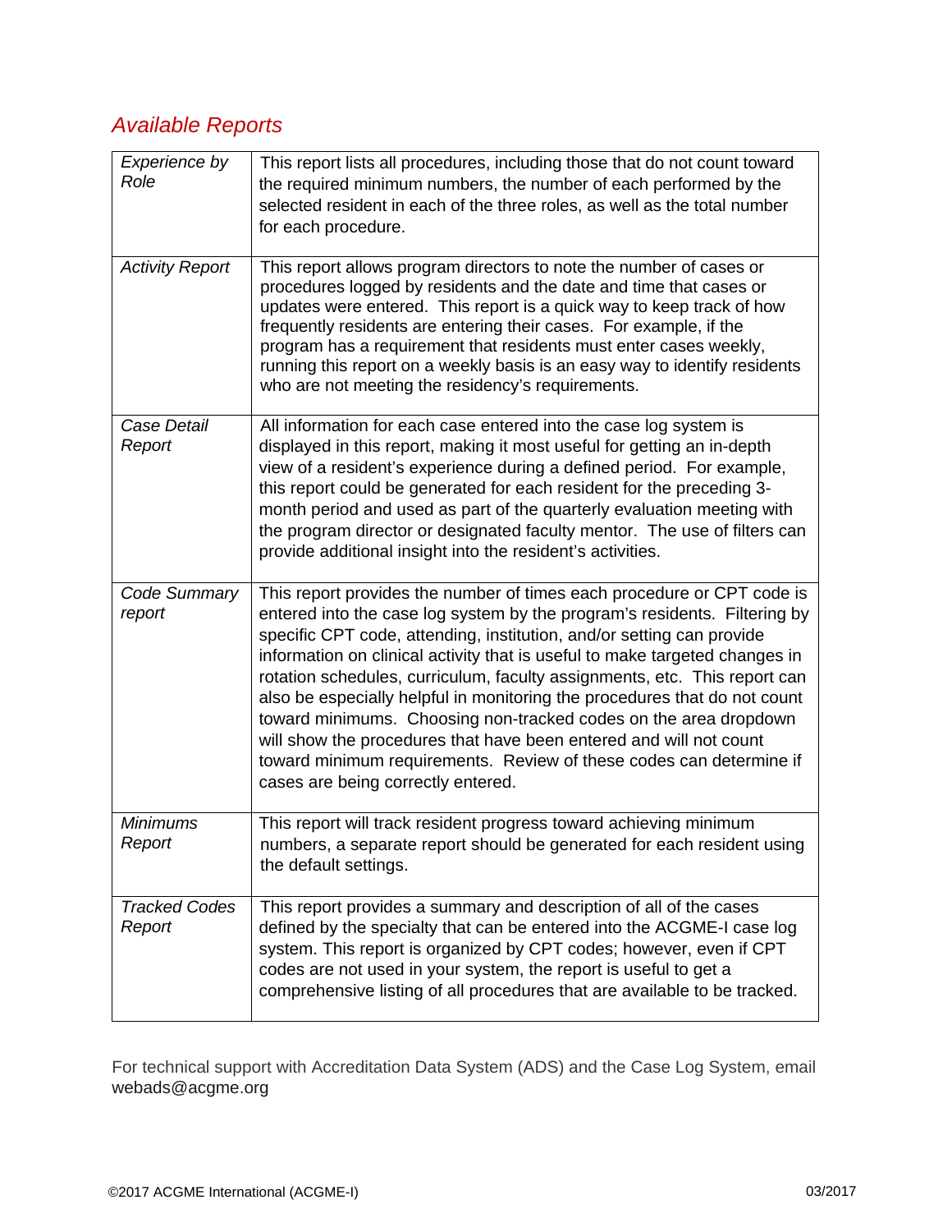## *Available Reports*

| | |
|---|---|
| *Experience by Role* | This report lists all procedures, including those that do not count toward the required minimum numbers, the number of each performed by the selected resident in each of the three roles, as well as the total number for each procedure. |
| *Activity Report* | This report allows program directors to note the number of cases or procedures logged by residents and the date and time that cases or updates were entered. This report is a quick way to keep track of how frequently residents are entering their cases. For example, if the program has a requirement that residents must enter cases weekly, running this report on a weekly basis is an easy way to identify residents who are not meeting the residency's requirements. |
| *Case Detail Report* | All information for each case entered into the case log system is displayed in this report, making it most useful for getting an in-depth view of a resident's experience during a defined period. For example, this report could be generated for each resident for the preceding 3-month period and used as part of the quarterly evaluation meeting with the program director or designated faculty mentor. The use of filters can provide additional insight into the resident's activities. |
| *Code Summary report* | This report provides the number of times each procedure or CPT code is entered into the case log system by the program's residents. Filtering by specific CPT code, attending, institution, and/or setting can provide information on clinical activity that is useful to make targeted changes in rotation schedules, curriculum, faculty assignments, etc. This report can also be especially helpful in monitoring the procedures that do not count toward minimums. Choosing non-tracked codes on the area dropdown will show the procedures that have been entered and will not count toward minimum requirements. Review of these codes can determine if cases are being correctly entered. |
| *Minimums Report* | This report will track resident progress toward achieving minimum numbers, a separate report should be generated for each resident using the default settings. |
| *Tracked Codes Report* | This report provides a summary and description of all of the cases defined by the specialty that can be entered into the ACGME-I case log system. This report is organized by CPT codes; however, even if CPT codes are not used in your system, the report is useful to get a comprehensive listing of all procedures that are available to be tracked. |

For technical support with Accreditation Data System (ADS) and the Case Log System, email webads@acgme.org

©2017 ACGME International (ACGME-I) 03/2017